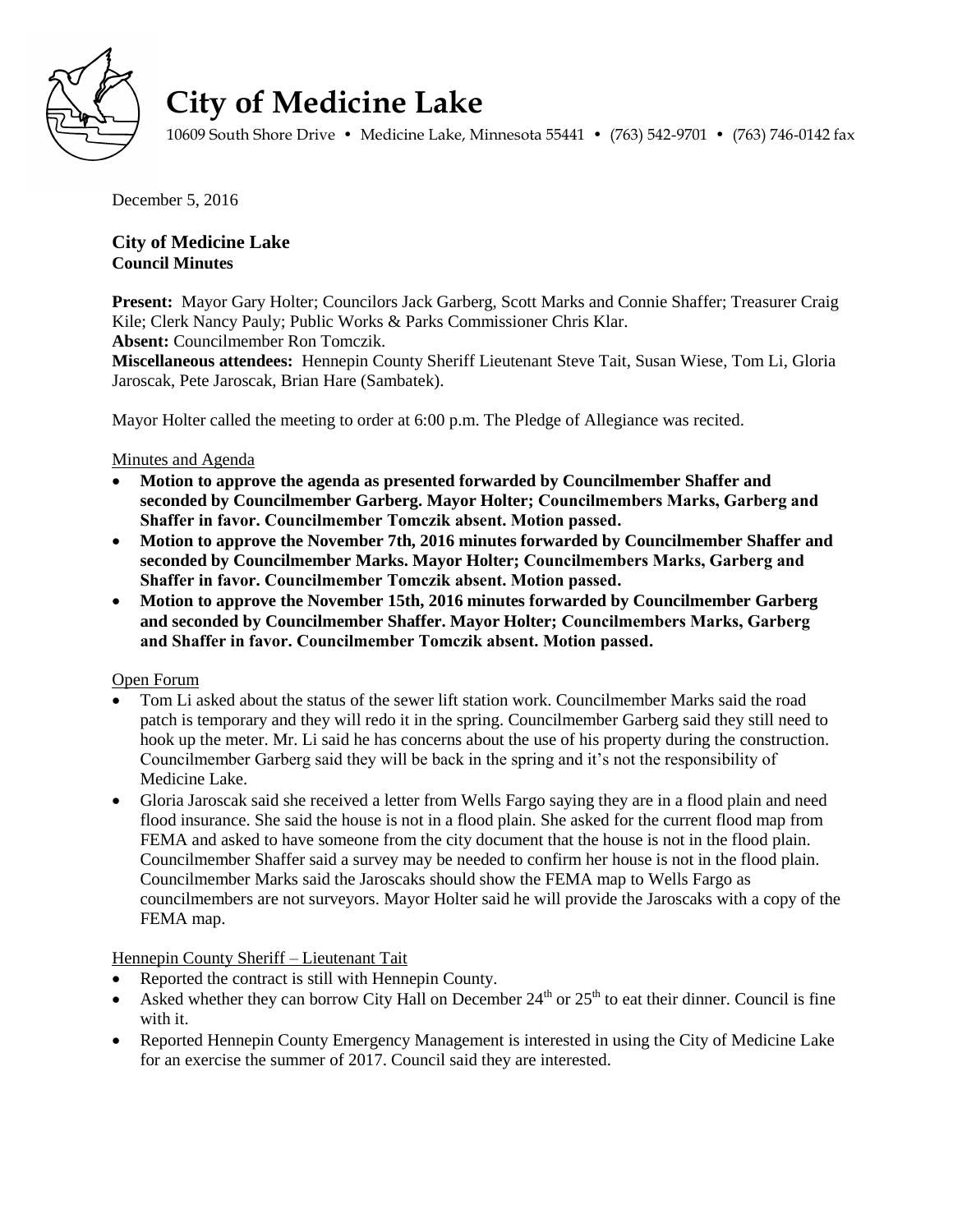# City of Medicine Lake

10609 South Shore Drive • Medicine Lake, Minnesota 55441 • (763) 542-9701 • (763) 746-0142 fax

December 5, 2016

## City of Medicine Lake
**Council Minutes**

**Present:** Mayor Gary Holter; Councilors Jack Garberg, Scott Marks and Connie Shaffer; Treasurer Craig Kile; Clerk Nancy Pauly; Public Works & Parks Commissioner Chris Klar.
**Absent:** Councilmember Ron Tomczik.
**Miscellaneous attendees:** Hennepin County Sheriff Lieutenant Steve Tait, Susan Wiese, Tom Li, Gloria Jaroscak, Pete Jaroscak, Brian Hare (Sambatek).

Mayor Holter called the meeting to order at 6:00 p.m. The Pledge of Allegiance was recited.

Minutes and Agenda

- **Motion to approve the agenda as presented forwarded by Councilmember Shaffer and seconded by Councilmember Garberg. Mayor Holter; Councilmembers Marks, Garberg and Shaffer in favor. Councilmember Tomczik absent. Motion passed.**
- **Motion to approve the November 7th, 2016 minutes forwarded by Councilmember Shaffer and seconded by Councilmember Marks. Mayor Holter; Councilmembers Marks, Garberg and Shaffer in favor. Councilmember Tomczik absent. Motion passed.**
- **Motion to approve the November 15th, 2016 minutes forwarded by Councilmember Garberg and seconded by Councilmember Shaffer. Mayor Holter; Councilmembers Marks, Garberg and Shaffer in favor. Councilmember Tomczik absent. Motion passed.**

Open Forum

- Tom Li asked about the status of the sewer lift station work. Councilmember Marks said the road patch is temporary and they will redo it in the spring. Councilmember Garberg said they still need to hook up the meter. Mr. Li said he has concerns about the use of his property during the construction. Councilmember Garberg said they will be back in the spring and it's not the responsibility of Medicine Lake.
- Gloria Jaroscak said she received a letter from Wells Fargo saying they are in a flood plain and need flood insurance. She said the house is not in a flood plain. She asked for the current flood map from FEMA and asked to have someone from the city document that the house is not in the flood plain. Councilmember Shaffer said a survey may be needed to confirm her house is not in the flood plain. Councilmember Marks said the Jaroscaks should show the FEMA map to Wells Fargo as councilmembers are not surveyors. Mayor Holter said he will provide the Jaroscaks with a copy of the FEMA map.

Hennepin County Sheriff – Lieutenant Tait

- Reported the contract is still with Hennepin County.
- Asked whether they can borrow City Hall on December 24th or 25th to eat their dinner. Council is fine with it.
- Reported Hennepin County Emergency Management is interested in using the City of Medicine Lake for an exercise the summer of 2017. Council said they are interested.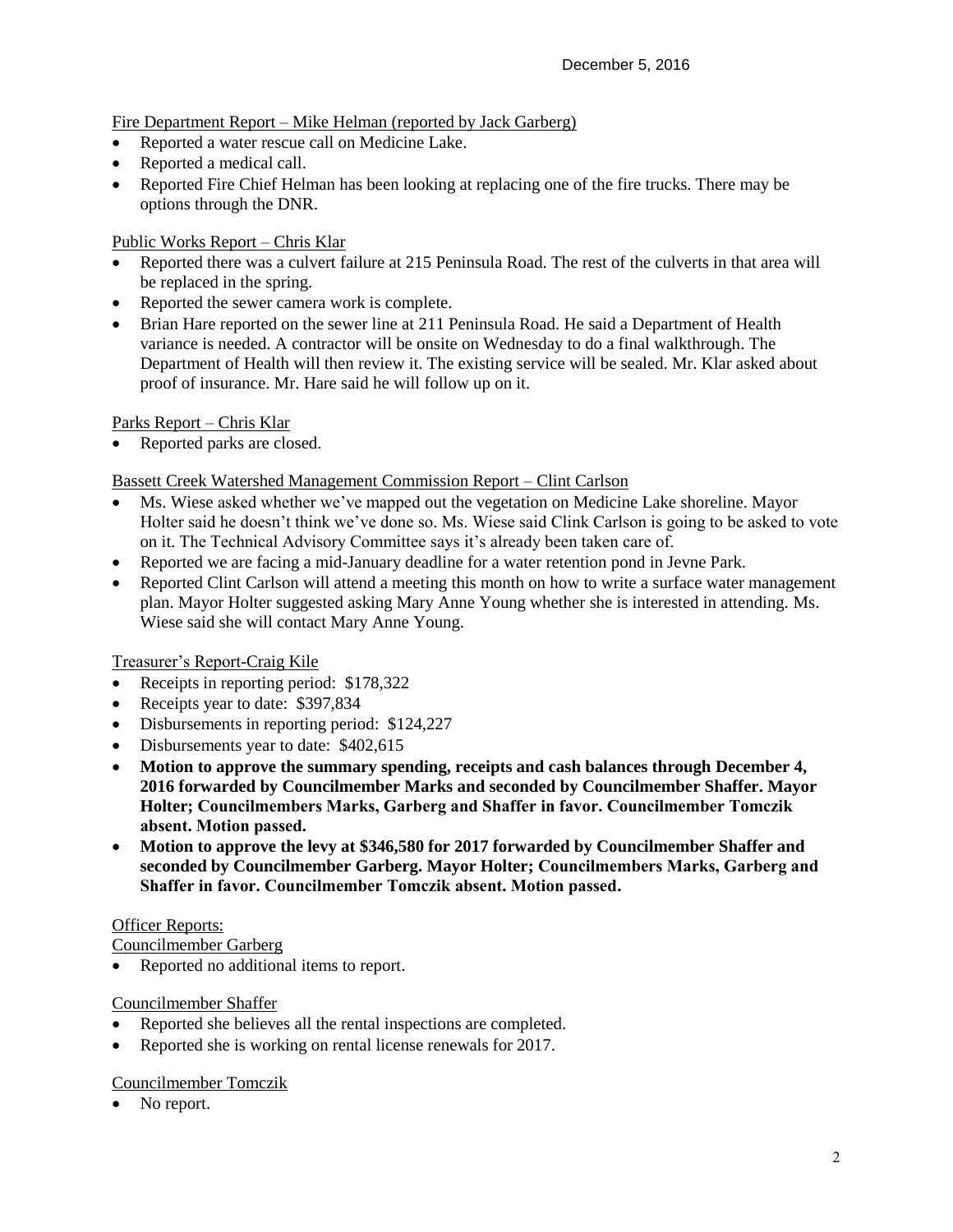December 5, 2016

Fire Department Report – Mike Helman (reported by Jack Garberg)

- Reported a water rescue call on Medicine Lake.
- Reported a medical call.
- Reported Fire Chief Helman has been looking at replacing one of the fire trucks. There may be options through the DNR.

Public Works Report – Chris Klar

- Reported there was a culvert failure at 215 Peninsula Road. The rest of the culverts in that area will be replaced in the spring.
- Reported the sewer camera work is complete.
- Brian Hare reported on the sewer line at 211 Peninsula Road. He said a Department of Health variance is needed. A contractor will be onsite on Wednesday to do a final walkthrough. The Department of Health will then review it. The existing service will be sealed. Mr. Klar asked about proof of insurance. Mr. Hare said he will follow up on it.

Parks Report – Chris Klar

- Reported parks are closed.

Bassett Creek Watershed Management Commission Report – Clint Carlson

- Ms. Wiese asked whether we've mapped out the vegetation on Medicine Lake shoreline. Mayor Holter said he doesn't think we've done so. Ms. Wiese said Clink Carlson is going to be asked to vote on it. The Technical Advisory Committee says it's already been taken care of.
- Reported we are facing a mid-January deadline for a water retention pond in Jevne Park.
- Reported Clint Carlson will attend a meeting this month on how to write a surface water management plan. Mayor Holter suggested asking Mary Anne Young whether she is interested in attending. Ms. Wiese said she will contact Mary Anne Young.

Treasurer's Report-Craig Kile

- Receipts in reporting period: $178,322
- Receipts year to date: $397,834
- Disbursements in reporting period: $124,227
- Disbursements year to date: $402,615
- **Motion to approve the summary spending, receipts and cash balances through December 4, 2016 forwarded by Councilmember Marks and seconded by Councilmember Shaffer. Mayor Holter; Councilmembers Marks, Garberg and Shaffer in favor. Councilmember Tomczik absent. Motion passed.**
- **Motion to approve the levy at $346,580 for 2017 forwarded by Councilmember Shaffer and seconded by Councilmember Garberg. Mayor Holter; Councilmembers Marks, Garberg and Shaffer in favor. Councilmember Tomczik absent. Motion passed.**

Officer Reports:

Councilmember Garberg

- Reported no additional items to report.

Councilmember Shaffer

- Reported she believes all the rental inspections are completed.
- Reported she is working on rental license renewals for 2017.

Councilmember Tomczik

- No report.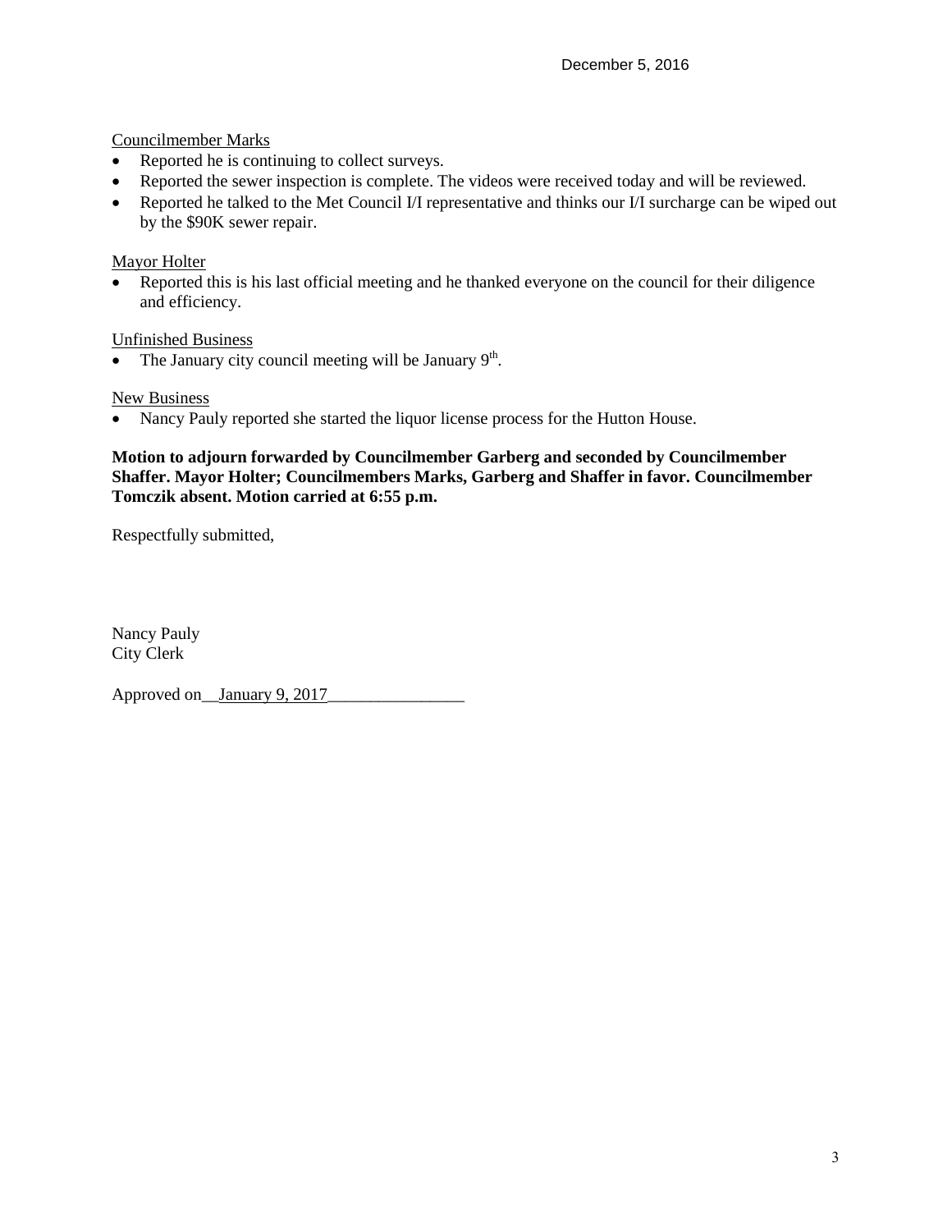Councilmember Marks

- Reported he is continuing to collect surveys.
- Reported the sewer inspection is complete. The videos were received today and will be reviewed.
- Reported he talked to the Met Council I/I representative and thinks our I/I surcharge can be wiped out by the $90K sewer repair.

Mayor Holter

- Reported this is his last official meeting and he thanked everyone on the council for their diligence and efficiency.

Unfinished Business

- The January city council meeting will be January 9th.

New Business

- Nancy Pauly reported she started the liquor license process for the Hutton House.

**Motion to adjourn forwarded by Councilmember Garberg and seconded by Councilmember Shaffer. Mayor Holter; Councilmembers Marks, Garberg and Shaffer in favor. Councilmember Tomczik absent. Motion carried at 6:55 p.m.**

Respectfully submitted,

Nancy Pauly
City Clerk

Approved on January 9, 2017